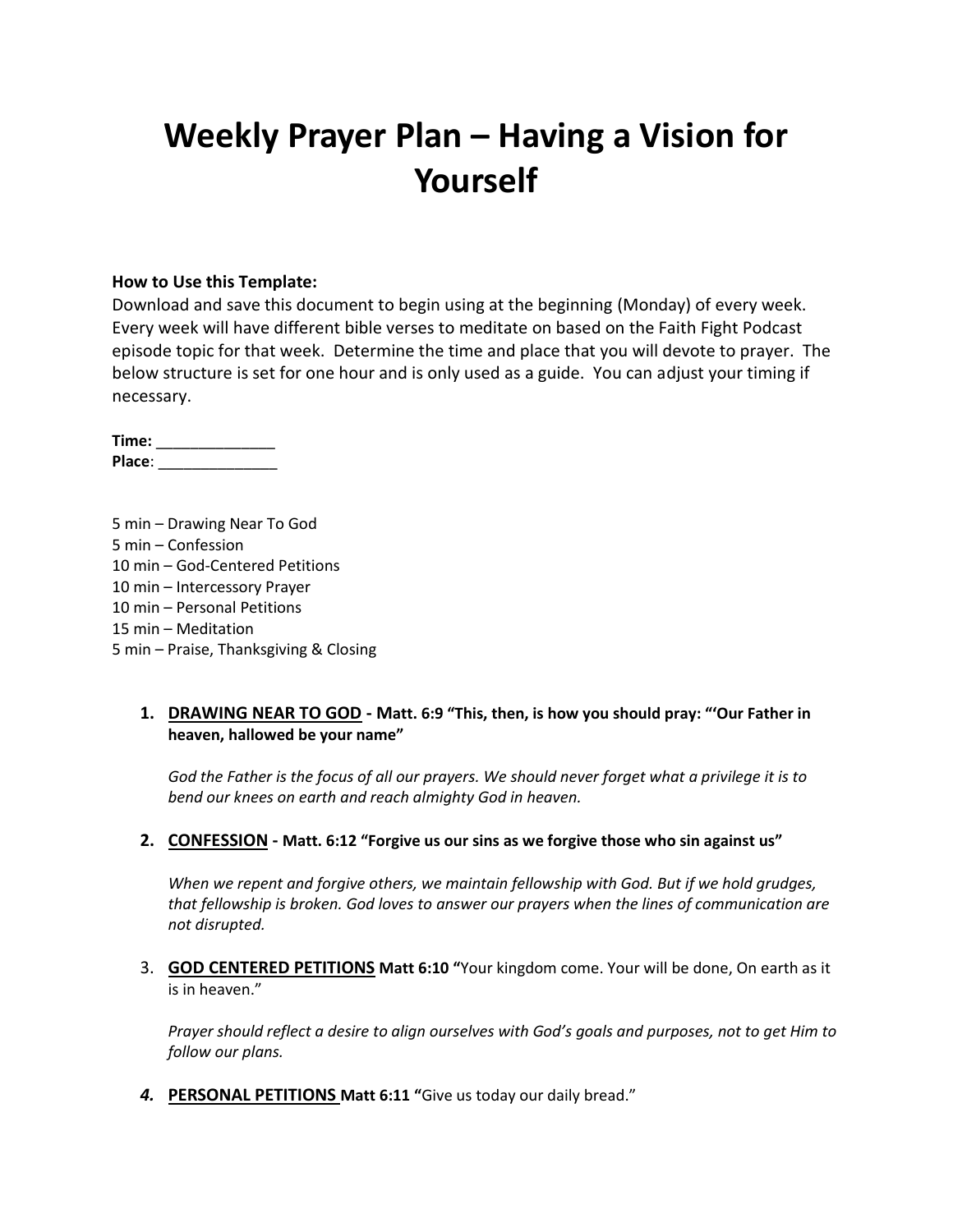# Weekly Prayer Plan – Having a Vision for Yourself

**How to Use this Template:**
Download and save this document to begin using at the beginning (Monday) of every week. Every week will have different bible verses to meditate on based on the Faith Fight Podcast episode topic for that week. Determine the time and place that you will devote to prayer. The below structure is set for one hour and is only used as a guide. You can adjust your timing if necessary.

**Time:** ______________
**Place**: ______________

5 min – Drawing Near To God
5 min – Confession
10 min – God-Centered Petitions
10 min – Intercessory Prayer
10 min – Personal Petitions
15 min – Meditation
5 min – Praise, Thanksgiving & Closing

1. **DRAWING NEAR TO GOD - Matt. 6:9 "This, then, is how you should pray: "'Our Father in heaven, hallowed be your name"**

   *God the Father is the focus of all our prayers. We should never forget what a privilege it is to bend our knees on earth and reach almighty God in heaven.*

2. **CONFESSION - Matt. 6:12 "Forgive us our sins as we forgive those who sin against us"**

   *When we repent and forgive others, we maintain fellowship with God. But if we hold grudges, that fellowship is broken. God loves to answer our prayers when the lines of communication are not disrupted.*

3. **GOD CENTERED PETITIONS Matt 6:10 "**Your kingdom come. Your will be done, On earth as it is in heaven."

   *Prayer should reflect a desire to align ourselves with God's goals and purposes, not to get Him to follow our plans.*

4. **PERSONAL PETITIONS Matt 6:11 "**Give us today our daily bread."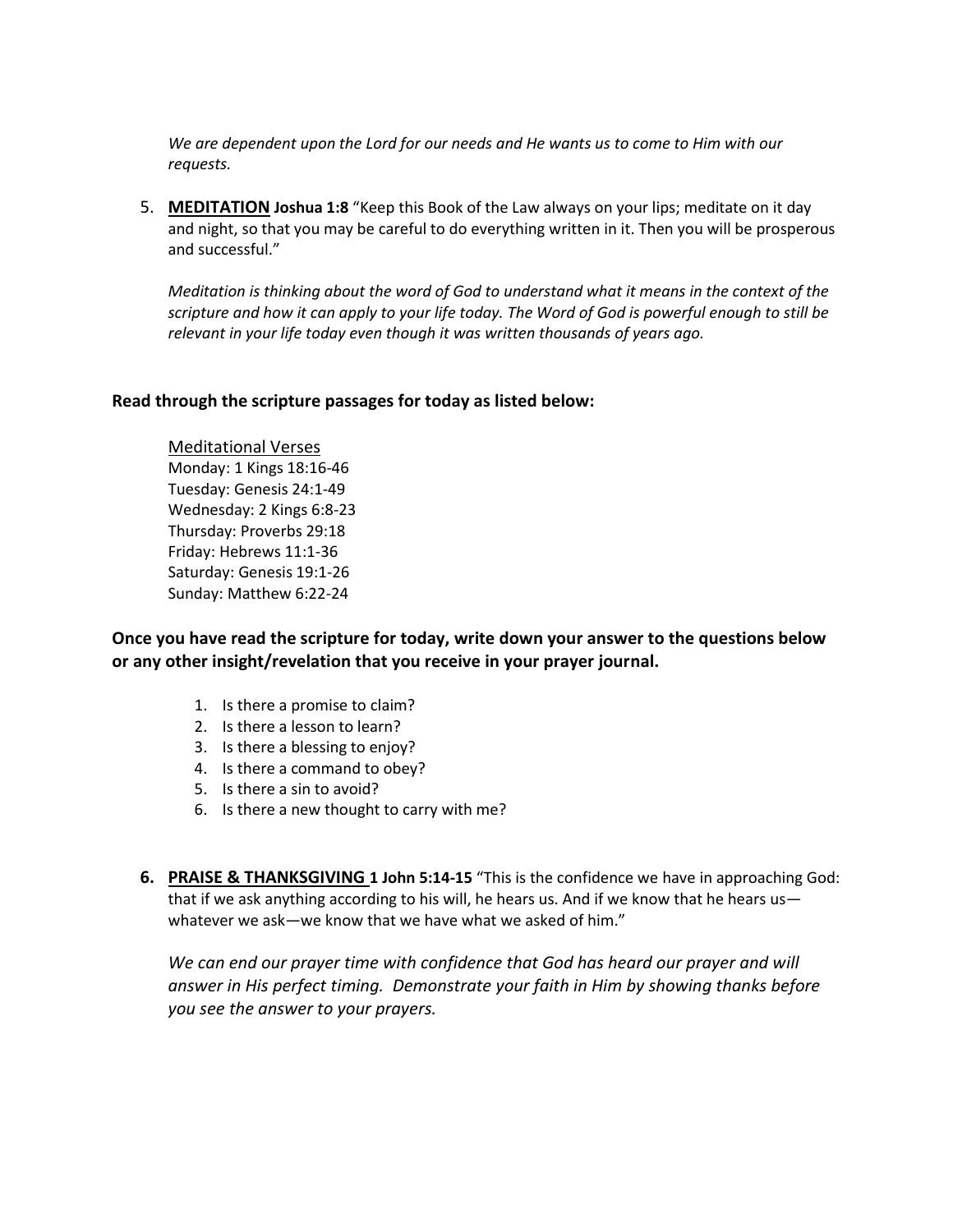*We are dependent upon the Lord for our needs and He wants us to come to Him with our requests.*

5. **<u>MEDITATION</u> Joshua 1:8** "Keep this Book of the Law always on your lips; meditate on it day and night, so that you may be careful to do everything written in it. Then you will be prosperous and successful."

   *Meditation is thinking about the word of God to understand what it means in the context of the scripture and how it can apply to your life today. The Word of God is powerful enough to still be relevant in your life today even though it was written thousands of years ago.*

**Read through the scripture passages for today as listed below:**

<u>Meditational Verses</u>
Monday: 1 Kings 18:16-46
Tuesday: Genesis 24:1-49
Wednesday: 2 Kings 6:8-23
Thursday: Proverbs 29:18
Friday: Hebrews 11:1-36
Saturday: Genesis 19:1-26
Sunday: Matthew 6:22-24

**Once you have read the scripture for today, write down your answer to the questions below or any other insight/revelation that you receive in your prayer journal.**

1. Is there a promise to claim?
2. Is there a lesson to learn?
3. Is there a blessing to enjoy?
4. Is there a command to obey?
5. Is there a sin to avoid?
6. Is there a new thought to carry with me?

6. **<u>PRAISE & THANKSGIVING</u> 1 John 5:14-15** "This is the confidence we have in approaching God: that if we ask anything according to his will, he hears us. And if we know that he hears us—whatever we ask—we know that we have what we asked of him."

   *We can end our prayer time with confidence that God has heard our prayer and will answer in His perfect timing. Demonstrate your faith in Him by showing thanks before you see the answer to your prayers.*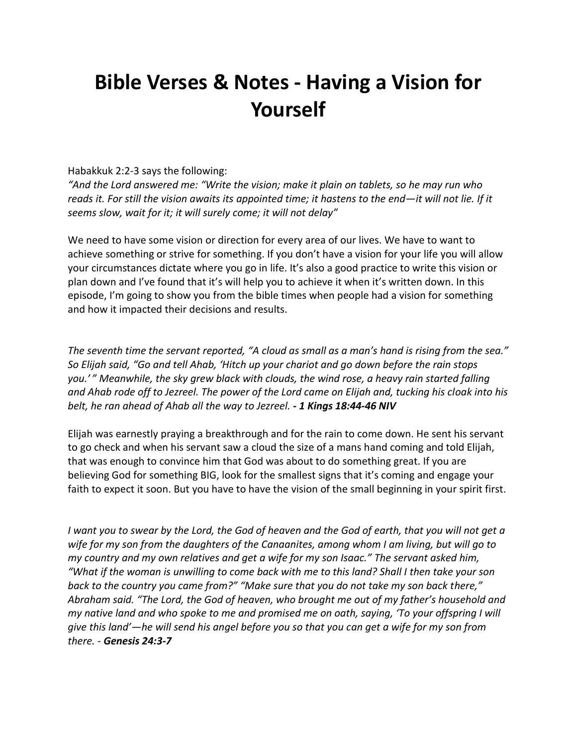# Bible Verses & Notes - Having a Vision for Yourself

Habakkuk 2:2-3 says the following:
*"And the Lord answered me: "Write the vision; make it plain on tablets, so he may run who reads it. For still the vision awaits its appointed time; it hastens to the end—it will not lie. If it seems slow, wait for it; it will surely come; it will not delay"*

We need to have some vision or direction for every area of our lives. We have to want to achieve something or strive for something. If you don't have a vision for your life you will allow your circumstances dictate where you go in life. It's also a good practice to write this vision or plan down and I've found that it's will help you to achieve it when it's written down. In this episode, I'm going to show you from the bible times when people had a vision for something and how it impacted their decisions and results.

*The seventh time the servant reported, "A cloud as small as a man's hand is rising from the sea." So Elijah said, "Go and tell Ahab, 'Hitch up your chariot and go down before the rain stops you.' " Meanwhile, the sky grew black with clouds, the wind rose, a heavy rain started falling and Ahab rode off to Jezreel. The power of the Lord came on Elijah and, tucking his cloak into his belt, he ran ahead of Ahab all the way to Jezreel.* ***- 1 Kings 18:44-46 NIV***

Elijah was earnestly praying a breakthrough and for the rain to come down. He sent his servant to go check and when his servant saw a cloud the size of a mans hand coming and told Elijah, that was enough to convince him that God was about to do something great. If you are believing God for something BIG, look for the smallest signs that it's coming and engage your faith to expect it soon. But you have to have the vision of the small beginning in your spirit first.

*I want you to swear by the Lord, the God of heaven and the God of earth, that you will not get a wife for my son from the daughters of the Canaanites, among whom I am living, but will go to my country and my own relatives and get a wife for my son Isaac." The servant asked him, "What if the woman is unwilling to come back with me to this land? Shall I then take your son back to the country you came from?" "Make sure that you do not take my son back there," Abraham said. "The Lord, the God of heaven, who brought me out of my father's household and my native land and who spoke to me and promised me on oath, saying, 'To your offspring I will give this land'—he will send his angel before you so that you can get a wife for my son from there. -* ***Genesis 24:3-7***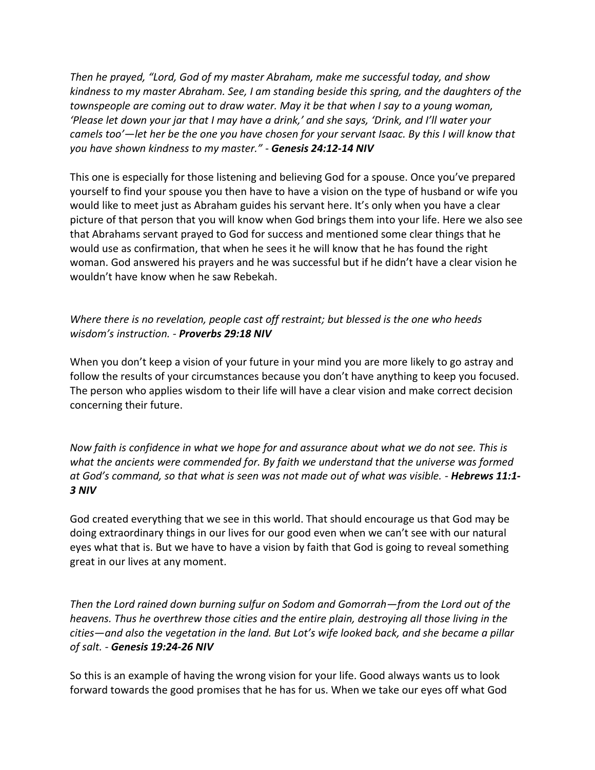*Then he prayed, "Lord, God of my master Abraham, make me successful today, and show kindness to my master Abraham. See, I am standing beside this spring, and the daughters of the townspeople are coming out to draw water. May it be that when I say to a young woman, 'Please let down your jar that I may have a drink,' and she says, 'Drink, and I'll water your camels too'—let her be the one you have chosen for your servant Isaac. By this I will know that you have shown kindness to my master." -* ***Genesis 24:12-14 NIV***

This one is especially for those listening and believing God for a spouse. Once you've prepared yourself to find your spouse you then have to have a vision on the type of husband or wife you would like to meet just as Abraham guides his servant here. It's only when you have a clear picture of that person that you will know when God brings them into your life. Here we also see that Abrahams servant prayed to God for success and mentioned some clear things that he would use as confirmation, that when he sees it he will know that he has found the right woman. God answered his prayers and he was successful but if he didn't have a clear vision he wouldn't have know when he saw Rebekah.

*Where there is no revelation, people cast off restraint; but blessed is the one who heeds wisdom's instruction. -* ***Proverbs 29:18 NIV***

When you don't keep a vision of your future in your mind you are more likely to go astray and follow the results of your circumstances because you don't have anything to keep you focused. The person who applies wisdom to their life will have a clear vision and make correct decision concerning their future.

*Now faith is confidence in what we hope for and assurance about what we do not see. This is what the ancients were commended for. By faith we understand that the universe was formed at God's command, so that what is seen was not made out of what was visible. -* ***Hebrews 11:1-3 NIV***

God created everything that we see in this world. That should encourage us that God may be doing extraordinary things in our lives for our good even when we can't see with our natural eyes what that is. But we have to have a vision by faith that God is going to reveal something great in our lives at any moment.

*Then the Lord rained down burning sulfur on Sodom and Gomorrah—from the Lord out of the heavens. Thus he overthrew those cities and the entire plain, destroying all those living in the cities—and also the vegetation in the land. But Lot's wife looked back, and she became a pillar of salt. -* ***Genesis 19:24-26 NIV***

So this is an example of having the wrong vision for your life. Good always wants us to look forward towards the good promises that he has for us. When we take our eyes off what God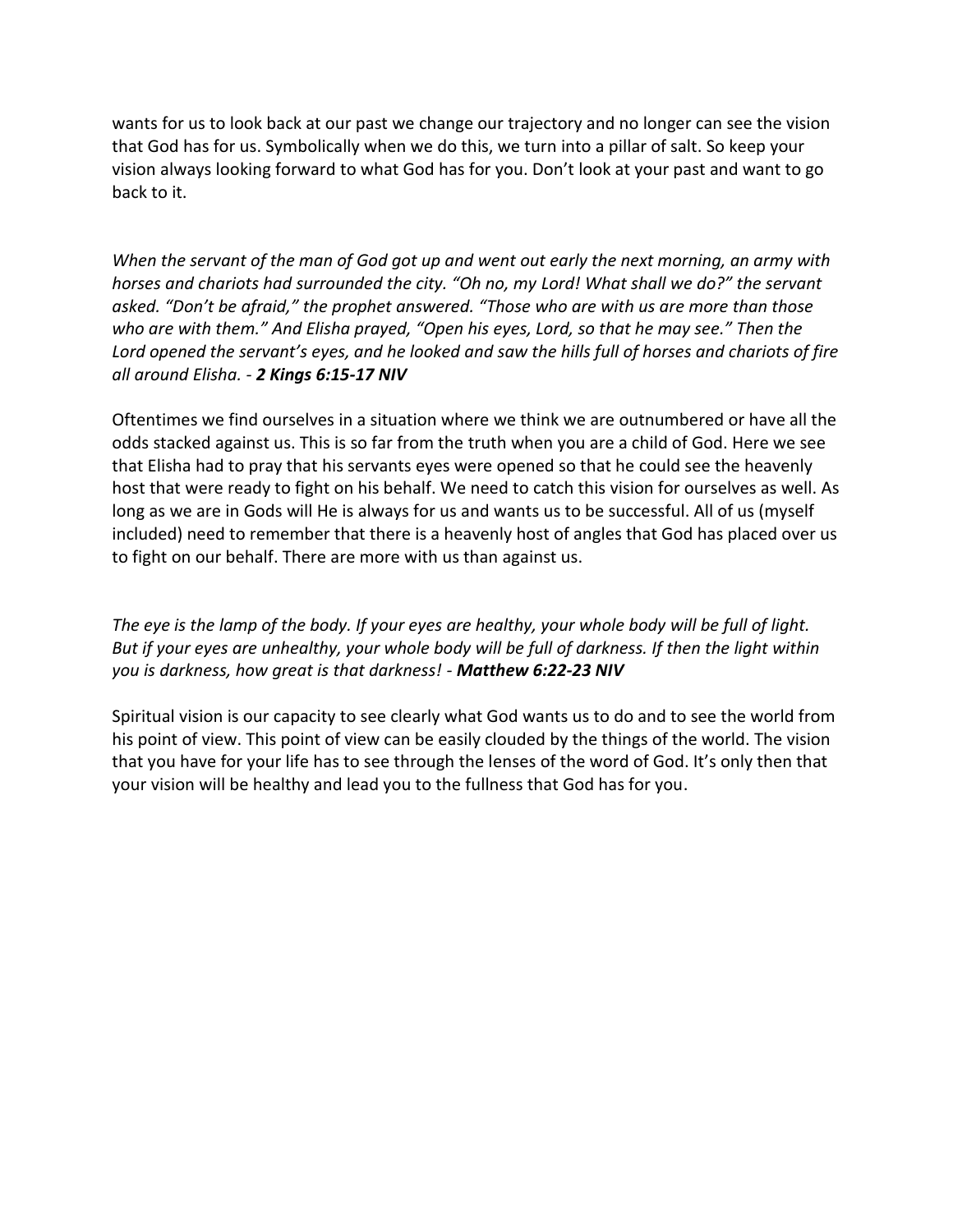wants for us to look back at our past we change our trajectory and no longer can see the vision that God has for us. Symbolically when we do this, we turn into a pillar of salt. So keep your vision always looking forward to what God has for you. Don't look at your past and want to go back to it.

*When the servant of the man of God got up and went out early the next morning, an army with horses and chariots had surrounded the city. "Oh no, my Lord! What shall we do?" the servant asked. "Don't be afraid," the prophet answered. "Those who are with us are more than those who are with them." And Elisha prayed, "Open his eyes, Lord, so that he may see." Then the Lord opened the servant's eyes, and he looked and saw the hills full of horses and chariots of fire all around Elisha. -* ***2 Kings 6:15-17 NIV***

Oftentimes we find ourselves in a situation where we think we are outnumbered or have all the odds stacked against us. This is so far from the truth when you are a child of God. Here we see that Elisha had to pray that his servants eyes were opened so that he could see the heavenly host that were ready to fight on his behalf. We need to catch this vision for ourselves as well. As long as we are in Gods will He is always for us and wants us to be successful. All of us (myself included) need to remember that there is a heavenly host of angles that God has placed over us to fight on our behalf. There are more with us than against us.

*The eye is the lamp of the body. If your eyes are healthy, your whole body will be full of light. But if your eyes are unhealthy, your whole body will be full of darkness. If then the light within you is darkness, how great is that darkness! -* ***Matthew 6:22-23 NIV***

Spiritual vision is our capacity to see clearly what God wants us to do and to see the world from his point of view. This point of view can be easily clouded by the things of the world. The vision that you have for your life has to see through the lenses of the word of God. It's only then that your vision will be healthy and lead you to the fullness that God has for you.